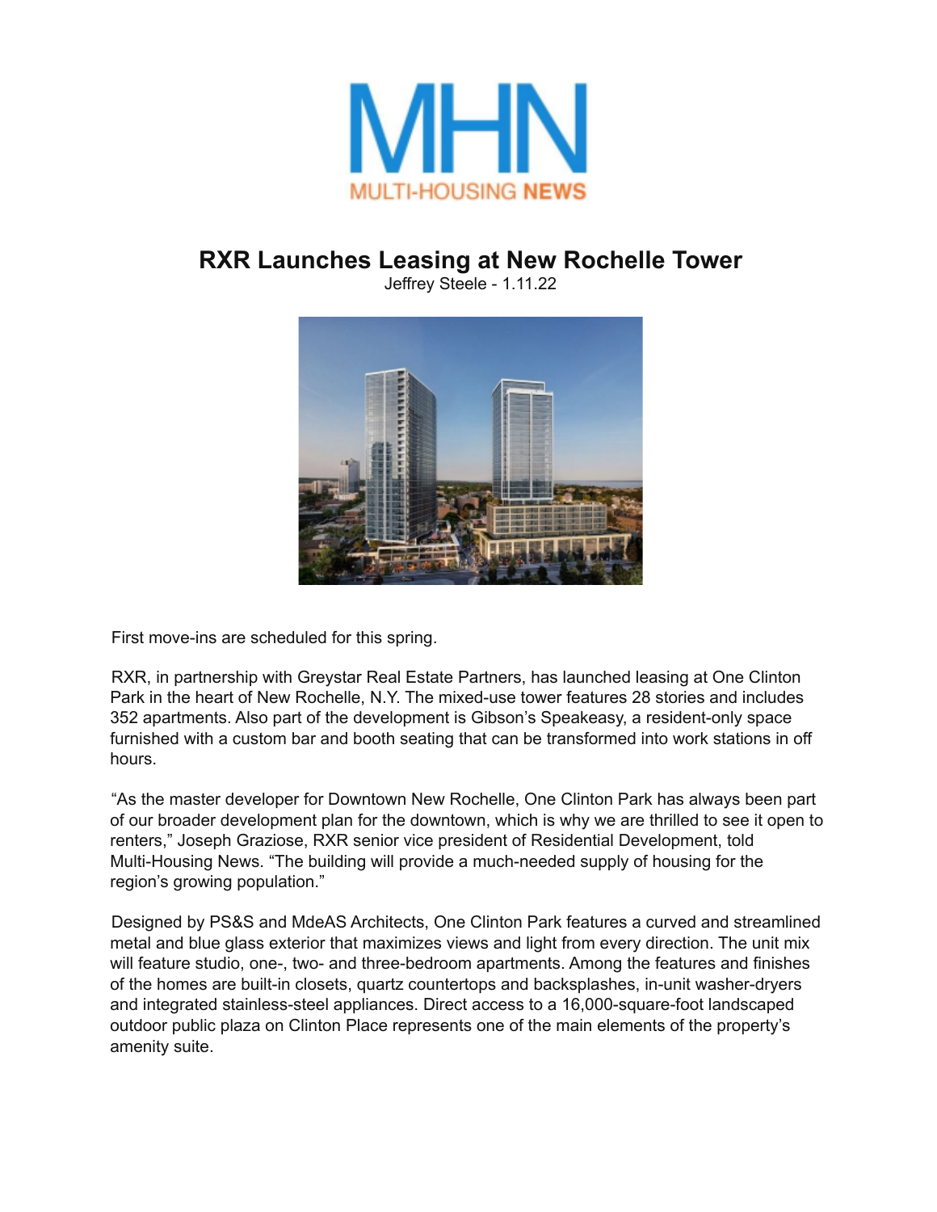MULTI-HOUSING NEWS

# RXR Launches Leasing at New Rochelle Tower

Jeffrey Steele - 1.11.22

First move-ins are scheduled for this spring.

RXR, in partnership with Greystar Real Estate Partners, has launched leasing at One Clinton Park in the heart of New Rochelle, N.Y. The mixed-use tower features 28 stories and includes 352 apartments. Also part of the development is Gibson's Speakeasy, a resident-only space furnished with a custom bar and booth seating that can be transformed into work stations in off hours.

"As the master developer for Downtown New Rochelle, One Clinton Park has always been part of our broader development plan for the downtown, which is why we are thrilled to see it open to renters," Joseph Graziose, RXR senior vice president of Residential Development, told Multi-Housing News. "The building will provide a much-needed supply of housing for the region's growing population."

Designed by PS&S and MdeAS Architects, One Clinton Park features a curved and streamlined metal and blue glass exterior that maximizes views and light from every direction. The unit mix will feature studio, one-, two- and three-bedroom apartments. Among the features and finishes of the homes are built-in closets, quartz countertops and backsplashes, in-unit washer-dryers and integrated stainless-steel appliances. Direct access to a 16,000-square-foot landscaped outdoor public plaza on Clinton Place represents one of the main elements of the property's amenity suite.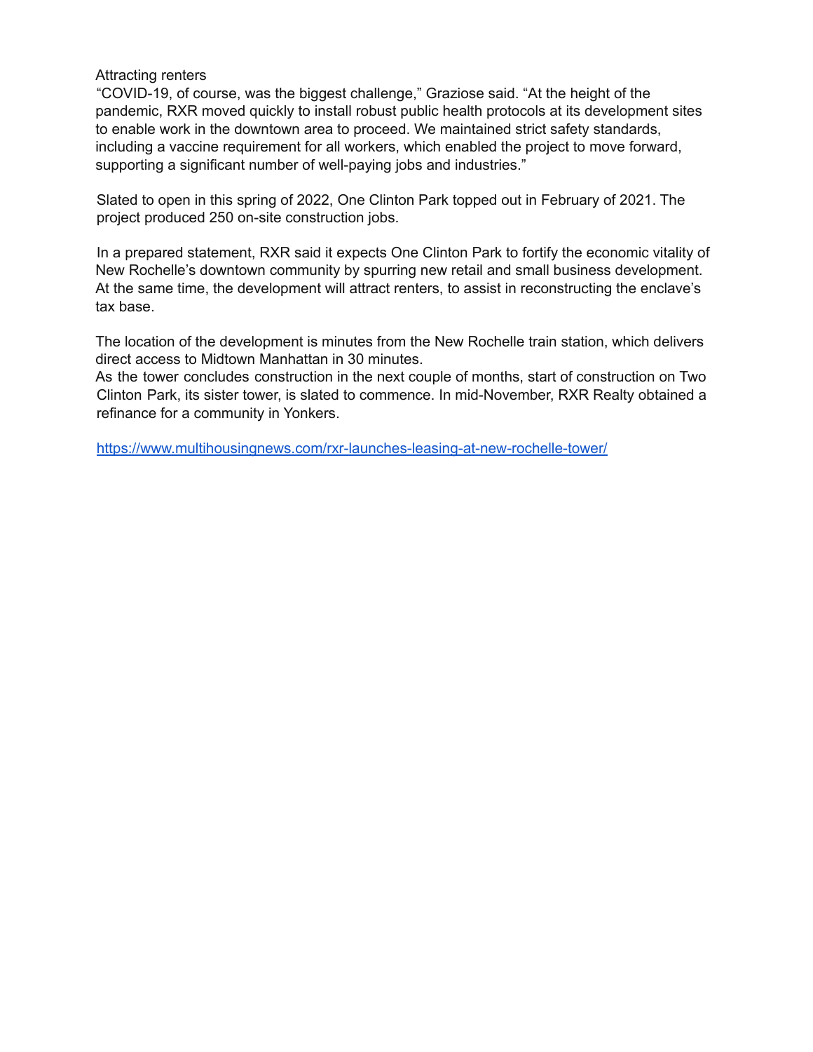## Attracting renters

"COVID-19, of course, was the biggest challenge," Graziose said. "At the height of the pandemic, RXR moved quickly to install robust public health protocols at its development sites to enable work in the downtown area to proceed. We maintained strict safety standards, including a vaccine requirement for all workers, which enabled the project to move forward, supporting a significant number of well-paying jobs and industries."

Slated to open in this spring of 2022, One Clinton Park topped out in February of 2021. The project produced 250 on-site construction jobs.

In a prepared statement, RXR said it expects One Clinton Park to fortify the economic vitality of New Rochelle's downtown community by spurring new retail and small business development. At the same time, the development will attract renters, to assist in reconstructing the enclave's tax base.

The location of the development is minutes from the New Rochelle train station, which delivers direct access to Midtown Manhattan in 30 minutes.
As the tower concludes construction in the next couple of months, start of construction on Two Clinton Park, its sister tower, is slated to commence. In mid-November, RXR Realty obtained a refinance for a community in Yonkers.

https://www.multihousingnews.com/rxr-launches-leasing-at-new-rochelle-tower/